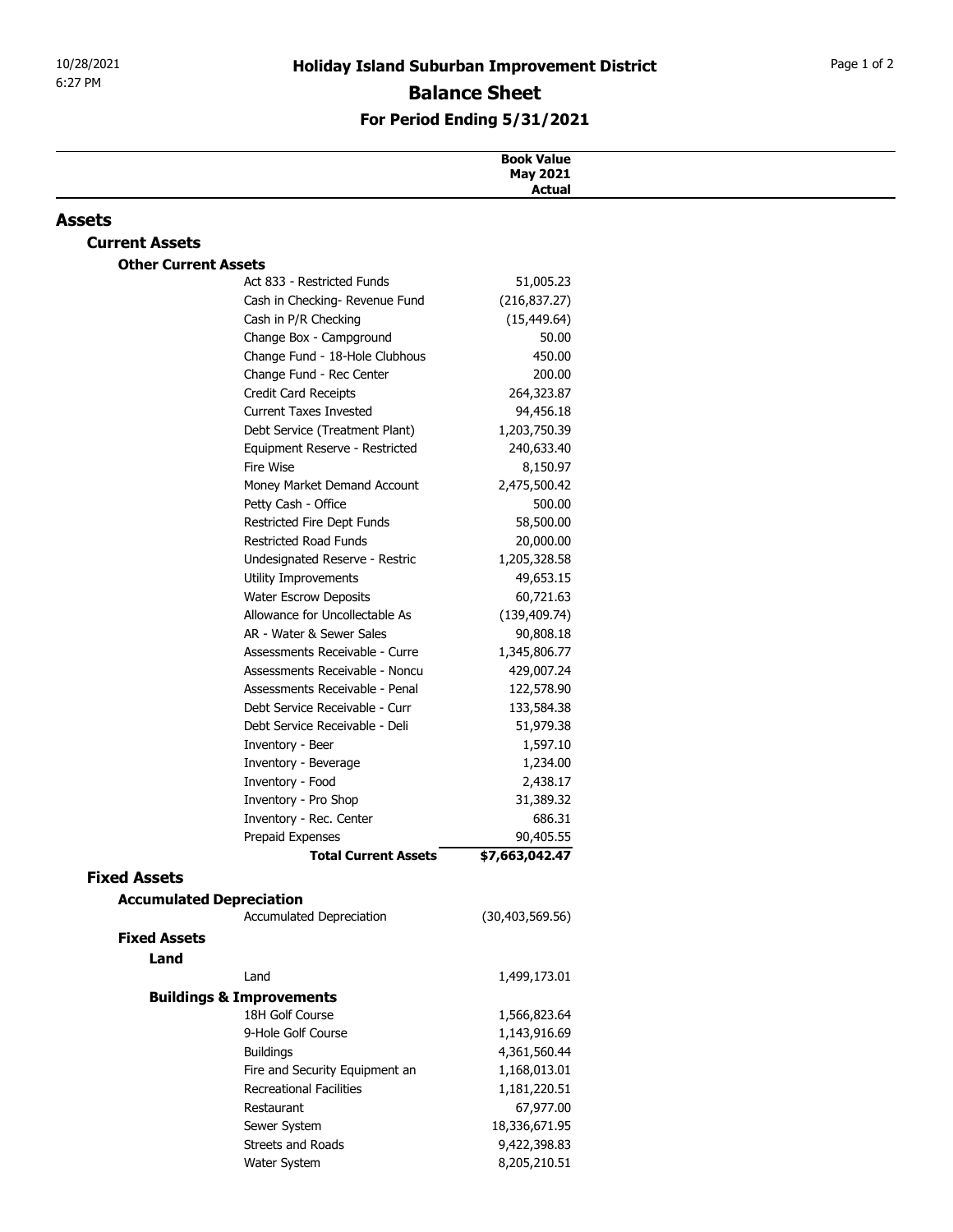# Holiday Island Suburban Improvement District

## Balance Sheet

### For Period Ending 5/31/2021

| | Book Value May 2021 Actual |
|---|---:|
| **Assets** | |
| **Current Assets** | |
| **Other Current Assets** | |
| Act 833 - Restricted Funds | 51,005.23 |
| Cash in Checking- Revenue Fund | (216,837.27) |
| Cash in P/R Checking | (15,449.64) |
| Change Box - Campground | 50.00 |
| Change Fund - 18-Hole Clubhous | 450.00 |
| Change Fund - Rec Center | 200.00 |
| Credit Card Receipts | 264,323.87 |
| Current Taxes Invested | 94,456.18 |
| Debt Service (Treatment Plant) | 1,203,750.39 |
| Equipment Reserve - Restricted | 240,633.40 |
| Fire Wise | 8,150.97 |
| Money Market Demand Account | 2,475,500.42 |
| Petty Cash - Office | 500.00 |
| Restricted Fire Dept Funds | 58,500.00 |
| Restricted Road Funds | 20,000.00 |
| Undesignated Reserve - Restric | 1,205,328.58 |
| Utility Improvements | 49,653.15 |
| Water Escrow Deposits | 60,721.63 |
| Allowance for Uncollectable As | (139,409.74) |
| AR - Water & Sewer Sales | 90,808.18 |
| Assessments Receivable - Curre | 1,345,806.77 |
| Assessments Receivable - Noncu | 429,007.24 |
| Assessments Receivable - Penal | 122,578.90 |
| Debt Service Receivable - Curr | 133,584.38 |
| Debt Service Receivable - Deli | 51,979.38 |
| Inventory - Beer | 1,597.10 |
| Inventory - Beverage | 1,234.00 |
| Inventory - Food | 2,438.17 |
| Inventory - Pro Shop | 31,389.32 |
| Inventory - Rec. Center | 686.31 |
| Prepaid Expenses | 90,405.55 |
| **Total Current Assets** | **$7,663,042.47** |
| **Fixed Assets** | |
| **Accumulated Depreciation** | |
| Accumulated Depreciation | (30,403,569.56) |
| **Fixed Assets** | |
| **Land** | |
| Land | 1,499,173.01 |
| **Buildings & Improvements** | |
| 18H Golf Course | 1,566,823.64 |
| 9-Hole Golf Course | 1,143,916.69 |
| Buildings | 4,361,560.44 |
| Fire and Security Equipment an | 1,168,013.01 |
| Recreational Facilities | 1,181,220.51 |
| Restaurant | 67,977.00 |
| Sewer System | 18,336,671.95 |
| Streets and Roads | 9,422,398.83 |
| Water System | 8,205,210.51 |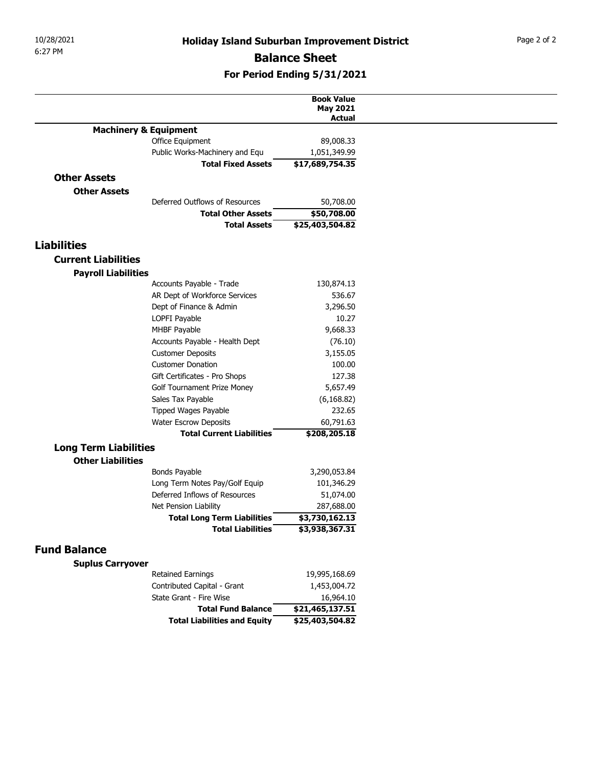# Holiday Island Suburban Improvement District

## Balance Sheet

### For Period Ending 5/31/2021

| | | Book Value May 2021 Actual |
|---|---|---|
| **Machinery & Equipment** | | |
| | Office Equipment | 89,008.33 |
| | Public Works-Machinery and Equ | 1,051,349.99 |
| | **Total Fixed Assets** | **$17,689,754.35** |
| **Other Assets** | | |
| **Other Assets** | | |
| | Deferred Outflows of Resources | 50,708.00 |
| | **Total Other Assets** | **$50,708.00** |
| | **Total Assets** | **$25,403,504.82** |
| **Liabilities** | | |
| **Current Liabilities** | | |
| **Payroll Liabilities** | | |
| | Accounts Payable - Trade | 130,874.13 |
| | AR Dept of Workforce Services | 536.67 |
| | Dept of Finance & Admin | 3,296.50 |
| | LOPFI Payable | 10.27 |
| | MHBF Payable | 9,668.33 |
| | Accounts Payable - Health Dept | (76.10) |
| | Customer Deposits | 3,155.05 |
| | Customer Donation | 100.00 |
| | Gift Certificates - Pro Shops | 127.38 |
| | Golf Tournament Prize Money | 5,657.49 |
| | Sales Tax Payable | (6,168.82) |
| | Tipped Wages Payable | 232.65 |
| | Water Escrow Deposits | 60,791.63 |
| | **Total Current Liabilities** | **$208,205.18** |
| **Long Term Liabilities** | | |
| **Other Liabilities** | | |
| | Bonds Payable | 3,290,053.84 |
| | Long Term Notes Pay/Golf Equip | 101,346.29 |
| | Deferred Inflows of Resources | 51,074.00 |
| | Net Pension Liability | 287,688.00 |
| | **Total Long Term Liabilities** | **$3,730,162.13** |
| | **Total Liabilities** | **$3,938,367.31** |
| **Fund Balance** | | |
| **Suplus Carryover** | | |
| | Retained Earnings | 19,995,168.69 |
| | Contributed Capital - Grant | 1,453,004.72 |
| | State Grant - Fire Wise | 16,964.10 |
| | **Total Fund Balance** | **$21,465,137.51** |
| | **Total Liabilities and Equity** | **$25,403,504.82** |